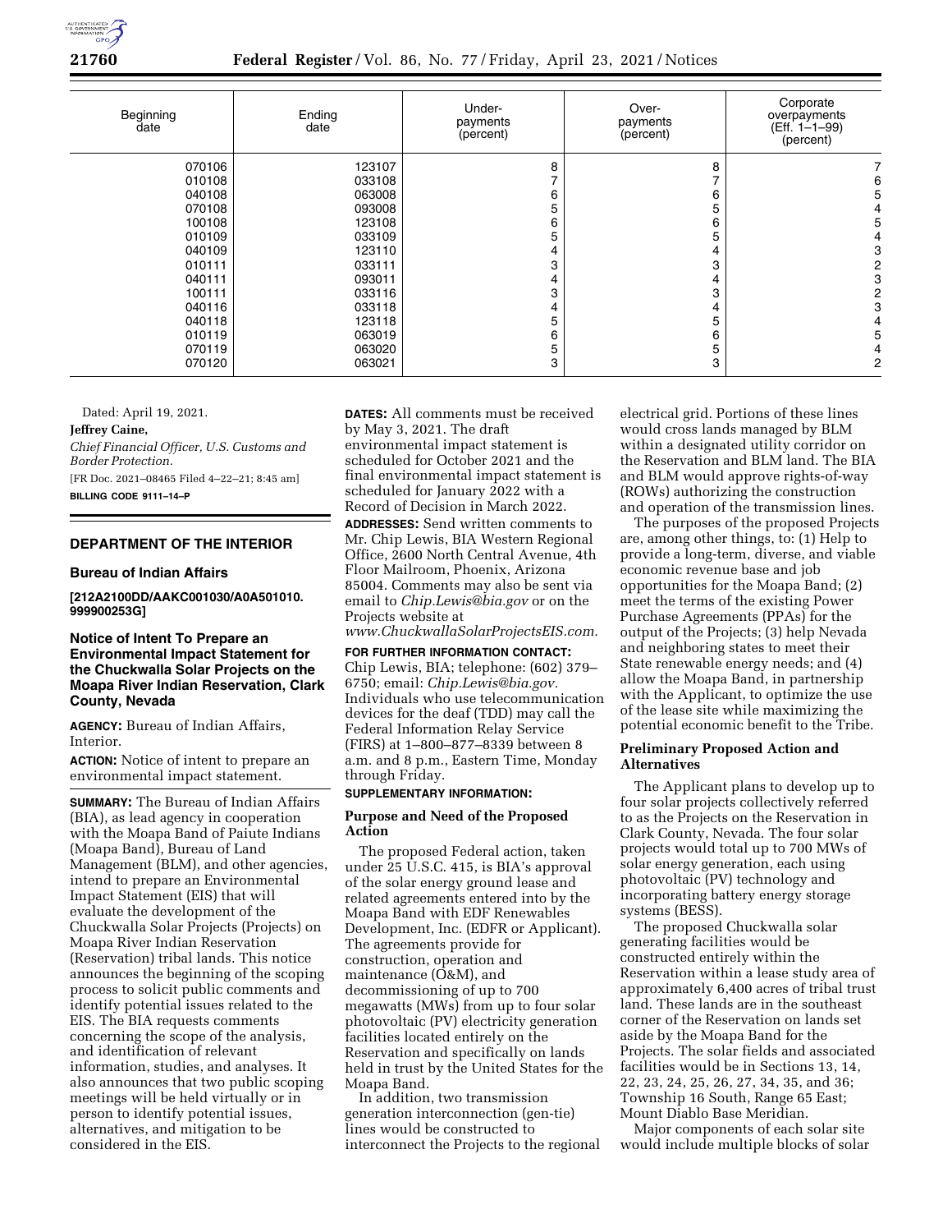| Beginning date | Ending date | Under-payments (percent) | Over-payments (percent) | Corporate overpayments (Eff. 1–1–99) (percent) |
| --- | --- | --- | --- | --- |
| 070106 | 123107 | 8 | 8 | 7 |
| 010108 | 033108 | 7 | 7 | 6 |
| 040108 | 063008 | 6 | 6 | 5 |
| 070108 | 093008 | 5 | 5 | 4 |
| 100108 | 123108 | 6 | 6 | 5 |
| 010109 | 033109 | 5 | 5 | 4 |
| 040109 | 123110 | 4 | 4 | 3 |
| 010111 | 033111 | 3 | 3 | 2 |
| 040111 | 093011 | 4 | 4 | 3 |
| 100111 | 033116 | 3 | 3 | 2 |
| 040116 | 033118 | 4 | 4 | 3 |
| 040118 | 123118 | 5 | 5 | 4 |
| 010119 | 063019 | 6 | 6 | 5 |
| 070119 | 063020 | 5 | 5 | 4 |
| 070120 | 063021 | 3 | 3 | 2 |

Dated: April 19, 2021.

**Jeffrey Caine,**

*Chief Financial Officer, U.S. Customs and Border Protection.*

[FR Doc. 2021–08465 Filed 4–22–21; 8:45 am]

**BILLING CODE 9111–14–P**

## DEPARTMENT OF THE INTERIOR

### Bureau of Indian Affairs

**[212A2100DD/AAKC001030/A0A501010.999900253G]**

### Notice of Intent To Prepare an Environmental Impact Statement for the Chuckwalla Solar Projects on the Moapa River Indian Reservation, Clark County, Nevada

**AGENCY:** Bureau of Indian Affairs, Interior.

**ACTION:** Notice of intent to prepare an environmental impact statement.

**SUMMARY:** The Bureau of Indian Affairs (BIA), as lead agency in cooperation with the Moapa Band of Paiute Indians (Moapa Band), Bureau of Land Management (BLM), and other agencies, intend to prepare an Environmental Impact Statement (EIS) that will evaluate the development of the Chuckwalla Solar Projects (Projects) on Moapa River Indian Reservation (Reservation) tribal lands. This notice announces the beginning of the scoping process to solicit public comments and identify potential issues related to the EIS. The BIA requests comments concerning the scope of the analysis, and identification of relevant information, studies, and analyses. It also announces that two public scoping meetings will be held virtually or in person to identify potential issues, alternatives, and mitigation to be considered in the EIS.

**DATES:** All comments must be received by May 3, 2021. The draft environmental impact statement is scheduled for October 2021 and the final environmental impact statement is scheduled for January 2022 with a Record of Decision in March 2022.

**ADDRESSES:** Send written comments to Mr. Chip Lewis, BIA Western Regional Office, 2600 North Central Avenue, 4th Floor Mailroom, Phoenix, Arizona 85004. Comments may also be sent via email to *Chip.Lewis@bia.gov* or on the Projects website at *www.ChuckwallaSolarProjectsEIS.com.*

**FOR FURTHER INFORMATION CONTACT:** Chip Lewis, BIA; telephone: (602) 379–6750; email: *Chip.Lewis@bia.gov.* Individuals who use telecommunication devices for the deaf (TDD) may call the Federal Information Relay Service (FIRS) at 1–800–877–8339 between 8 a.m. and 8 p.m., Eastern Time, Monday through Friday.

**SUPPLEMENTARY INFORMATION:**

#### Purpose and Need of the Proposed Action

The proposed Federal action, taken under 25 U.S.C. 415, is BIA's approval of the solar energy ground lease and related agreements entered into by the Moapa Band with EDF Renewables Development, Inc. (EDFR or Applicant). The agreements provide for construction, operation and maintenance (O&M), and decommissioning of up to 700 megawatts (MWs) from up to four solar photovoltaic (PV) electricity generation facilities located entirely on the Reservation and specifically on lands held in trust by the United States for the Moapa Band.

In addition, two transmission generation interconnection (gen-tie) lines would be constructed to interconnect the Projects to the regional electrical grid. Portions of these lines would cross lands managed by BLM within a designated utility corridor on the Reservation and BLM land. The BIA and BLM would approve rights-of-way (ROWs) authorizing the construction and operation of the transmission lines.

The purposes of the proposed Projects are, among other things, to: (1) Help to provide a long-term, diverse, and viable economic revenue base and job opportunities for the Moapa Band; (2) meet the terms of the existing Power Purchase Agreements (PPAs) for the output of the Projects; (3) help Nevada and neighboring states to meet their State renewable energy needs; and (4) allow the Moapa Band, in partnership with the Applicant, to optimize the use of the lease site while maximizing the potential economic benefit to the Tribe.

#### Preliminary Proposed Action and Alternatives

The Applicant plans to develop up to four solar projects collectively referred to as the Projects on the Reservation in Clark County, Nevada. The four solar projects would total up to 700 MWs of solar energy generation, each using photovoltaic (PV) technology and incorporating battery energy storage systems (BESS).

The proposed Chuckwalla solar generating facilities would be constructed entirely within the Reservation within a lease study area of approximately 6,400 acres of tribal trust land. These lands are in the southeast corner of the Reservation on lands set aside by the Moapa Band for the Projects. The solar fields and associated facilities would be in Sections 13, 14, 22, 23, 24, 25, 26, 27, 34, 35, and 36; Township 16 South, Range 65 East; Mount Diablo Base Meridian.

Major components of each solar site would include multiple blocks of solar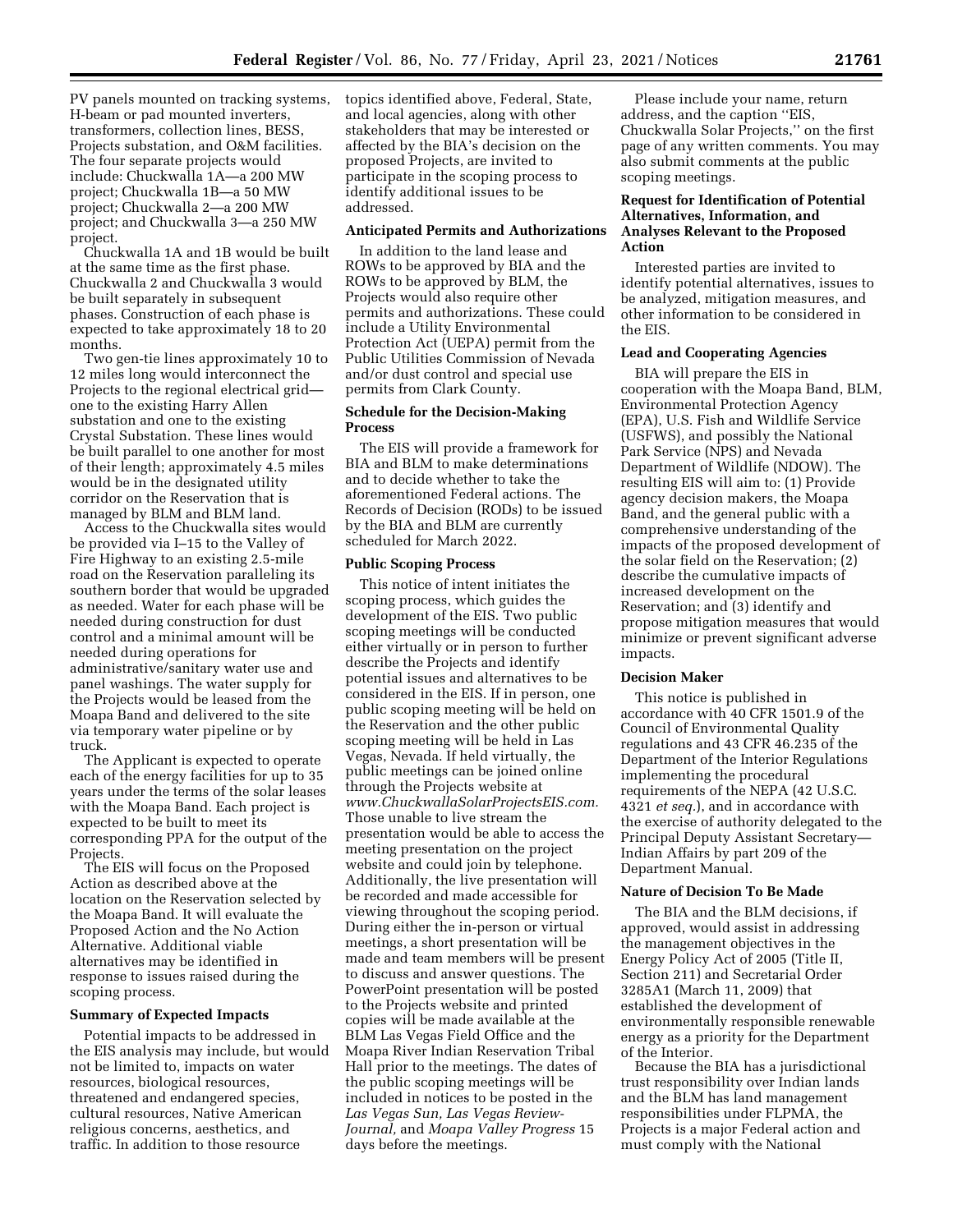PV panels mounted on tracking systems, H-beam or pad mounted inverters, transformers, collection lines, BESS, Projects substation, and O&M facilities. The four separate projects would include: Chuckwalla 1A—a 200 MW project; Chuckwalla 1B—a 50 MW project; Chuckwalla 2—a 200 MW project; and Chuckwalla 3—a 250 MW project.

Chuckwalla 1A and 1B would be built at the same time as the first phase. Chuckwalla 2 and Chuckwalla 3 would be built separately in subsequent phases. Construction of each phase is expected to take approximately 18 to 20 months.

Two gen-tie lines approximately 10 to 12 miles long would interconnect the Projects to the regional electrical grid—one to the existing Harry Allen substation and one to the existing Crystal Substation. These lines would be built parallel to one another for most of their length; approximately 4.5 miles would be in the designated utility corridor on the Reservation that is managed by BLM and BLM land.

Access to the Chuckwalla sites would be provided via I–15 to the Valley of Fire Highway to an existing 2.5-mile road on the Reservation paralleling its southern border that would be upgraded as needed. Water for each phase will be needed during construction for dust control and a minimal amount will be needed during operations for administrative/sanitary water use and panel washings. The water supply for the Projects would be leased from the Moapa Band and delivered to the site via temporary water pipeline or by truck.

The Applicant is expected to operate each of the energy facilities for up to 35 years under the terms of the solar leases with the Moapa Band. Each project is expected to be built to meet its corresponding PPA for the output of the Projects.

The EIS will focus on the Proposed Action as described above at the location on the Reservation selected by the Moapa Band. It will evaluate the Proposed Action and the No Action Alternative. Additional viable alternatives may be identified in response to issues raised during the scoping process.

**Summary of Expected Impacts**

Potential impacts to be addressed in the EIS analysis may include, but would not be limited to, impacts on water resources, biological resources, threatened and endangered species, cultural resources, Native American religious concerns, aesthetics, and traffic. In addition to those resource topics identified above, Federal, State, and local agencies, along with other stakeholders that may be interested or affected by the BIA's decision on the proposed Projects, are invited to participate in the scoping process to identify additional issues to be addressed.

**Anticipated Permits and Authorizations**

In addition to the land lease and ROWs to be approved by BIA and the ROWs to be approved by BLM, the Projects would also require other permits and authorizations. These could include a Utility Environmental Protection Act (UEPA) permit from the Public Utilities Commission of Nevada and/or dust control and special use permits from Clark County.

**Schedule for the Decision-Making Process**

The EIS will provide a framework for BIA and BLM to make determinations and to decide whether to take the aforementioned Federal actions. The Records of Decision (RODs) to be issued by the BIA and BLM are currently scheduled for March 2022.

**Public Scoping Process**

This notice of intent initiates the scoping process, which guides the development of the EIS. Two public scoping meetings will be conducted either virtually or in person to further describe the Projects and identify potential issues and alternatives to be considered in the EIS. If in person, one public scoping meeting will be held on the Reservation and the other public scoping meeting will be held in Las Vegas, Nevada. If held virtually, the public meetings can be joined online through the Projects website at *www.ChuckwallaSolarProjectsEIS.com.* Those unable to live stream the presentation would be able to access the meeting presentation on the project website and could join by telephone. Additionally, the live presentation will be recorded and made accessible for viewing throughout the scoping period. During either the in-person or virtual meetings, a short presentation will be made and team members will be present to discuss and answer questions. The PowerPoint presentation will be posted to the Projects website and printed copies will be made available at the BLM Las Vegas Field Office and the Moapa River Indian Reservation Tribal Hall prior to the meetings. The dates of the public scoping meetings will be included in notices to be posted in the *Las Vegas Sun, Las Vegas Review-Journal,* and *Moapa Valley Progress* 15 days before the meetings.

Please include your name, return address, and the caption ''EIS, Chuckwalla Solar Projects,'' on the first page of any written comments. You may also submit comments at the public scoping meetings.

**Request for Identification of Potential Alternatives, Information, and Analyses Relevant to the Proposed Action**

Interested parties are invited to identify potential alternatives, issues to be analyzed, mitigation measures, and other information to be considered in the EIS.

**Lead and Cooperating Agencies**

BIA will prepare the EIS in cooperation with the Moapa Band, BLM, Environmental Protection Agency (EPA), U.S. Fish and Wildlife Service (USFWS), and possibly the National Park Service (NPS) and Nevada Department of Wildlife (NDOW). The resulting EIS will aim to: (1) Provide agency decision makers, the Moapa Band, and the general public with a comprehensive understanding of the impacts of the proposed development of the solar field on the Reservation; (2) describe the cumulative impacts of increased development on the Reservation; and (3) identify and propose mitigation measures that would minimize or prevent significant adverse impacts.

**Decision Maker**

This notice is published in accordance with 40 CFR 1501.9 of the Council of Environmental Quality regulations and 43 CFR 46.235 of the Department of the Interior Regulations implementing the procedural requirements of the NEPA (42 U.S.C. 4321 *et seq.*), and in accordance with the exercise of authority delegated to the Principal Deputy Assistant Secretary—Indian Affairs by part 209 of the Department Manual.

**Nature of Decision To Be Made**

The BIA and the BLM decisions, if approved, would assist in addressing the management objectives in the Energy Policy Act of 2005 (Title II, Section 211) and Secretarial Order 3285A1 (March 11, 2009) that established the development of environmentally responsible renewable energy as a priority for the Department of the Interior.

Because the BIA has a jurisdictional trust responsibility over Indian lands and the BLM has land management responsibilities under FLPMA, the Projects is a major Federal action and must comply with the National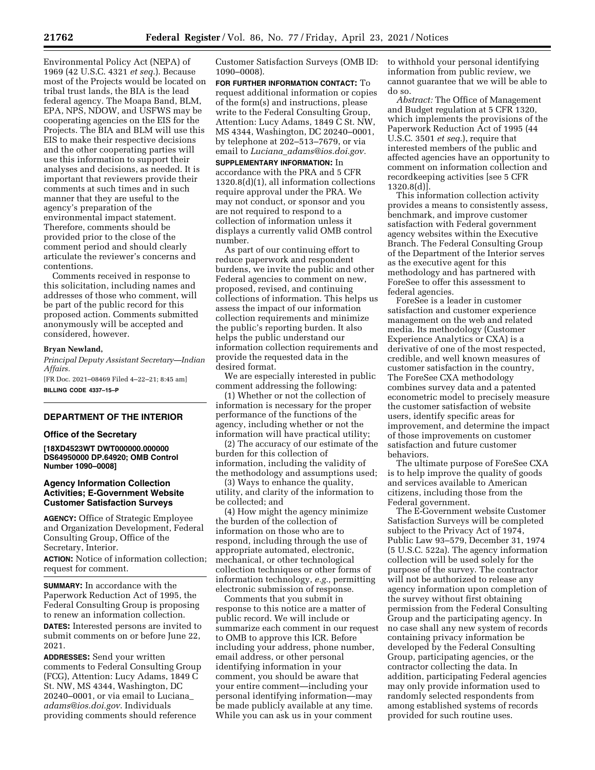Environmental Policy Act (NEPA) of 1969 (42 U.S.C. 4321 *et seq.*). Because most of the Projects would be located on tribal trust lands, the BIA is the lead federal agency. The Moapa Band, BLM, EPA, NPS, NDOW, and USFWS may be cooperating agencies on the EIS for the Projects. The BIA and BLM will use this EIS to make their respective decisions and the other cooperating parties will use this information to support their analyses and decisions, as needed. It is important that reviewers provide their comments at such times and in such manner that they are useful to the agency's preparation of the environmental impact statement. Therefore, comments should be provided prior to the close of the comment period and should clearly articulate the reviewer's concerns and contentions.

Comments received in response to this solicitation, including names and addresses of those who comment, will be part of the public record for this proposed action. Comments submitted anonymously will be accepted and considered, however.

**Bryan Newland,**

*Principal Deputy Assistant Secretary—Indian Affairs.*

[FR Doc. 2021–08469 Filed 4–22–21; 8:45 am]

**BILLING CODE 4337–15–P**

## DEPARTMENT OF THE INTERIOR

### Office of the Secretary

**[18XD4523WT DWT000000.000000 DS64950000 DP.64920; OMB Control Number 1090–0008]**

### Agency Information Collection Activities; E-Government Website Customer Satisfaction Surveys

**AGENCY:** Office of Strategic Employee and Organization Development, Federal Consulting Group, Office of the Secretary, Interior.

**ACTION:** Notice of information collection; request for comment.

**SUMMARY:** In accordance with the Paperwork Reduction Act of 1995, the Federal Consulting Group is proposing to renew an information collection.

**DATES:** Interested persons are invited to submit comments on or before June 22, 2021.

**ADDRESSES:** Send your written comments to Federal Consulting Group (FCG), Attention: Lucy Adams, 1849 C St. NW, MS 4344, Washington, DC 20240–0001, or via email to *Luciana_adams@ios.doi.gov*. Individuals providing comments should reference Customer Satisfaction Surveys (OMB ID: 1090–0008).

**FOR FURTHER INFORMATION CONTACT:** To request additional information or copies of the form(s) and instructions, please write to the Federal Consulting Group, Attention: Lucy Adams, 1849 C St. NW, MS 4344, Washington, DC 20240–0001, by telephone at 202–513–7679, or via email to *Luciana_adams@ios.doi.gov.*

**SUPPLEMENTARY INFORMATION:** In accordance with the PRA and 5 CFR 1320.8(d)(1), all information collections require approval under the PRA. We may not conduct, or sponsor and you are not required to respond to a collection of information unless it displays a currently valid OMB control number.

As part of our continuing effort to reduce paperwork and respondent burdens, we invite the public and other Federal agencies to comment on new, proposed, revised, and continuing collections of information. This helps us assess the impact of our information collection requirements and minimize the public's reporting burden. It also helps the public understand our information collection requirements and provide the requested data in the desired format.

We are especially interested in public comment addressing the following:

(1) Whether or not the collection of information is necessary for the proper performance of the functions of the agency, including whether or not the information will have practical utility;

(2) The accuracy of our estimate of the burden for this collection of information, including the validity of the methodology and assumptions used;

(3) Ways to enhance the quality, utility, and clarity of the information to be collected; and

(4) How might the agency minimize the burden of the collection of information on those who are to respond, including through the use of appropriate automated, electronic, mechanical, or other technological collection techniques or other forms of information technology, *e.g.,* permitting electronic submission of response.

Comments that you submit in response to this notice are a matter of public record. We will include or summarize each comment in our request to OMB to approve this ICR. Before including your address, phone number, email address, or other personal identifying information in your comment, you should be aware that your entire comment—including your personal identifying information—may be made publicly available at any time. While you can ask us in your comment to withhold your personal identifying information from public review, we cannot guarantee that we will be able to do so.

*Abstract:* The Office of Management and Budget regulation at 5 CFR 1320, which implements the provisions of the Paperwork Reduction Act of 1995 (44 U.S.C. 3501 *et seq.*), require that interested members of the public and affected agencies have an opportunity to comment on information collection and recordkeeping activities [see 5 CFR 1320.8(d)].

This information collection activity provides a means to consistently assess, benchmark, and improve customer satisfaction with Federal government agency websites within the Executive Branch. The Federal Consulting Group of the Department of the Interior serves as the executive agent for this methodology and has partnered with ForeSee to offer this assessment to federal agencies.

ForeSee is a leader in customer satisfaction and customer experience management on the web and related media. Its methodology (Customer Experience Analytics or CXA) is a derivative of one of the most respected, credible, and well known measures of customer satisfaction in the country, The ForeSee CXA methodology combines survey data and a patented econometric model to precisely measure the customer satisfaction of website users, identify specific areas for improvement, and determine the impact of those improvements on customer satisfaction and future customer behaviors.

The ultimate purpose of ForeSee CXA is to help improve the quality of goods and services available to American citizens, including those from the Federal government.

The E-Government website Customer Satisfaction Surveys will be completed subject to the Privacy Act of 1974, Public Law 93–579, December 31, 1974 (5 U.S.C. 522a). The agency information collection will be used solely for the purpose of the survey. The contractor will not be authorized to release any agency information upon completion of the survey without first obtaining permission from the Federal Consulting Group and the participating agency. In no case shall any new system of records containing privacy information be developed by the Federal Consulting Group, participating agencies, or the contractor collecting the data. In addition, participating Federal agencies may only provide information used to randomly selected respondents from among established systems of records provided for such routine uses.